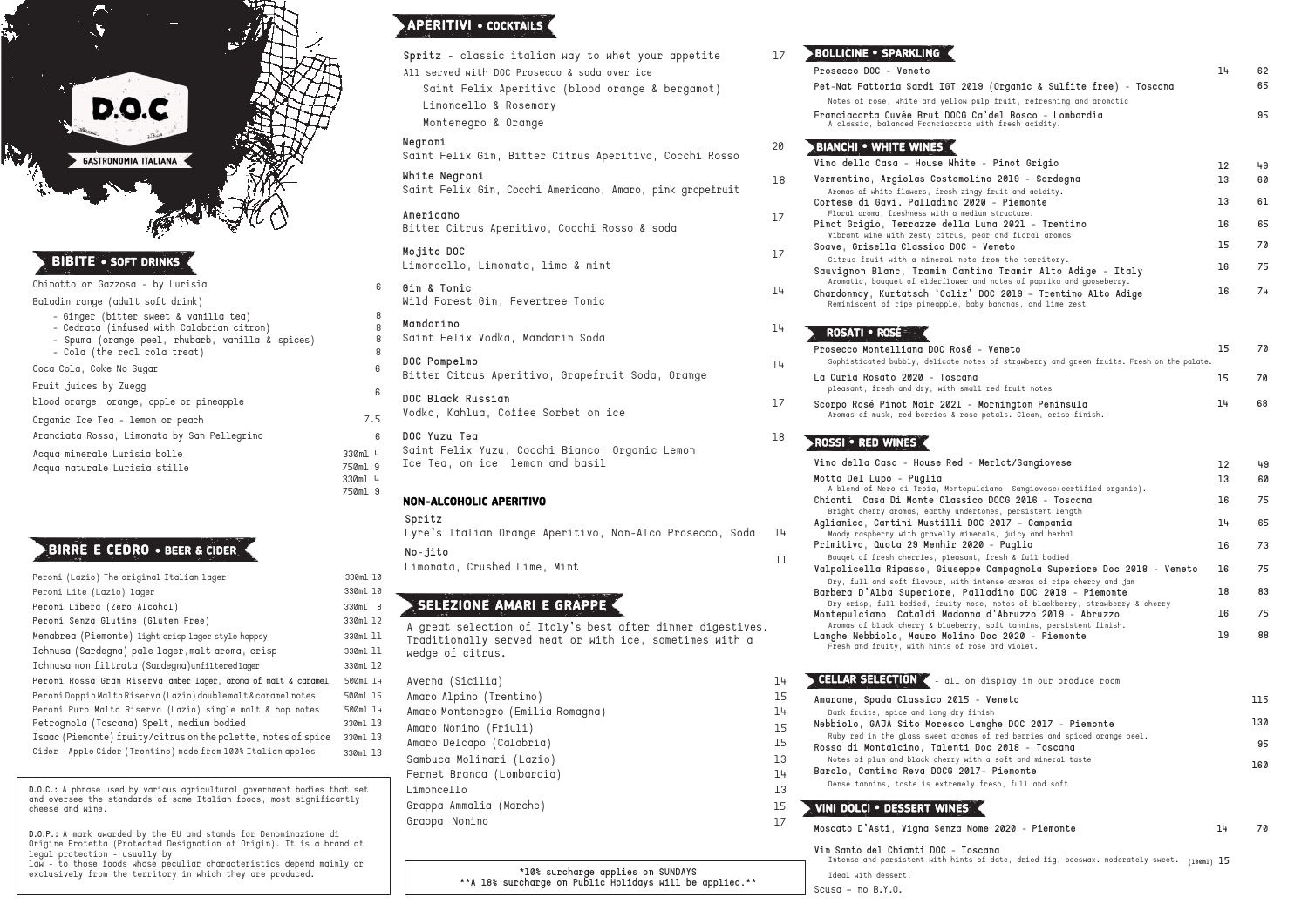# D.O.C

GASTRONOMIA ITALIANA

## BIBITE • SOFT DRINKS

| Item | Price |
|---|---|
| Chinotto or Gazzosa - by Lurisia | 6 |
| Baladin range (adult soft drink) | |
| - Ginger (bitter sweet & vanilla tea) | 8 |
| - Cedrata (infused with Calabrian citron) | 8 |
| - Spuma (orange peel, rhubarb, vanilla & spices) | 8 |
| - Cola (the real cola treat) | 8 |
| Coca Cola, Coke No Sugar | 6 |
| Fruit juices by Zuegg<br>blood orange, orange, apple or pineapple | 6 |
| Organic Ice Tea - lemon or peach | 7.5 |
| Aranciata Rossa, Limonata by San Pellegrino | 6 |
| Acqua minerale Lurisia bolle | 330ml 4 / 750ml 9 |
| Acqua naturale Lurisia stille | 330ml 4 / 750ml 9 |

## BIRRE E CEDRO • BEER & CIDER

| Item | Size | Price |
|---|---|---|
| Peroni (Lazio) The original Italian lager | 330ml | 10 |
| Peroni Lite (Lazio) lager | 330ml | 10 |
| Peroni Libera (Zero Alcohol) | 330ml | 8 |
| Peroni Senza Glutine (Gluten Free) | 330ml | 12 |
| Menabrea (Piemonte) light crisp lager style hoppsy | 330ml | 11 |
| Ichnusa (Sardegna) pale lager, malt aroma, crisp | 330ml | 11 |
| Ichnusa non filtrata (Sardegna) unfiltered lager | 330ml | 12 |
| Peroni Rossa Gran Riserva amber lager, aroma of malt & caramel | 500ml | 14 |
| Peroni Doppio Malto Riserva (Lazio) double malt & caramel notes | 500ml | 15 |
| Peroni Puro Malto Riserva (Lazio) single malt & hop notes | 500ml | 14 |
| Petrognola (Toscana) Spelt, medium bodied | 330ml | 13 |
| Isaac (Piemonte) fruity/citrus on the palette, notes of spice | 330ml | 13 |
| Cider - Apple Cider (Trentino) made from 100% Italian apples | 330ml | 13 |

D.O.C.: A phrase used by various agricultural government bodies that set and oversee the standards of some Italian foods, most significantly cheese and wine.

D.O.P.: A mark awarded by the EU and stands for Denominazione di Origine Protetta (Protected Designation of Origin). It is a brand of legal protection - usually by law - to those foods whose peculiar characteristics depend mainly or exclusively from the territory in which they are produced.

## APERITIVI • COCKTAILS

**Spritz** - classic italian way to whet your appetite — 17
All served with DOC Prosecco & soda over ice
- Saint Felix Aperitivo (blood orange & bergamot)
- Limoncello & Rosemary
- Montenegro & Orange

**Negroni** — 20
Saint Felix Gin, Bitter Citrus Aperitivo, Cocchi Rosso

**White Negroni** — 18
Saint Felix Gin, Cocchi Americano, Amaro, pink grapefruit

**Americano** — 17
Bitter Citrus Aperitivo, Cocchi Rosso & soda

**Mojito DOC** — 17
Limoncello, Limonata, lime & mint

**Gin & Tonic** — 14
Wild Forest Gin, Fevertree Tonic

**Mandarino** — 14
Saint Felix Vodka, Mandarin Soda

**DOC Pompelmo** — 14
Bitter Citrus Aperitivo, Grapefruit Soda, Orange

**DOC Black Russian** — 17
Vodka, Kahlua, Coffee Sorbet on ice

**DOC Yuzu Tea** — 18
Saint Felix Yuzu, Cocchi Bianco, Organic Lemon Ice Tea, on ice, lemon and basil

### NON-ALCOHOLIC APERITIVO

**Spritz** — 14
Lyre's Italian Orange Aperitivo, Non-Alco Prosecco, Soda

**No-jito** — 11
Limonata, Crushed Lime, Mint

## SELEZIONE AMARI E GRAPPE

A great selection of Italy's best after dinner digestives. Traditionally served neat or with ice, sometimes with a wedge of citrus.

| Item | Price |
|---|---|
| Averna (Sicilia) | 14 |
| Amaro Alpino (Trentino) | 15 |
| Amaro Montenegro (Emilia Romagna) | 14 |
| Amaro Nonino (Friuli) | 15 |
| Amaro Delcapo (Calabria) | 15 |
| Sambuca Molinari (Lazio) | 13 |
| Fernet Branca (Lombardia) | 14 |
| Limoncello | 13 |
| Grappa Ammalia (Marche) | 15 |
| Grappa Nonino | 17 |

*10% surcharge applies on SUNDAYS
**A 18% surcharge on Public Holidays will be applied.**

## BOLLICINE • SPARKLING

| Wine | Glass | Bottle |
|---|---|---|
| Prosecco DOC - Veneto | 14 | 62 |
| Pet-Nat Fattoria Sardi IGT 2019 (Organic & Sulfite free) - Toscana<br>Notes of rose, white and yellow pulp fruit, refreshing and aromatic | | 65 |
| Franciacorta Cuvée Brut DOCG Ca'del Bosco - Lombardia<br>A classic, balanced Franciacorta with fresh acidity. | | 95 |

## BIANCHI • WHITE WINES

| Wine | Glass | Bottle |
|---|---|---|
| Vino della Casa - House White - Pinot Grigio | 12 | 49 |
| Vermentino, Argiolas Costamolino 2019 - Sardegna<br>Aromas of white flowers, fresh zingy fruit and acidity. | 13 | 60 |
| Cortese di Gavi, Palladino 2020 - Piemonte<br>Floral aroma, freshness with a medium structure. | 13 | 61 |
| Pinot Grigio, Terrazze della Luna 2021 - Trentino<br>Vibrant wine with zesty citrus, pear and floral aromas | 16 | 65 |
| Soave, Grisella Classico DOC - Veneto<br>Citrus fruit with a mineral note from the territory. | 15 | 70 |
| Sauvignon Blanc, Tramin Cantina Tramin Alto Adige - Italy<br>Aromatic, bouquet of elderflower and notes of paprika and gooseberry. | 16 | 75 |
| Chardonnay, Kurtatsch 'Caliz' DOC 2019 - Trentino Alto Adige<br>Reminiscent of ripe pineapple, baby bananas, and lime zest | 16 | 74 |

## ROSATI • ROSÉ

| Wine | Glass | Bottle |
|---|---|---|
| Prosecco Montelliana DOC Rosé - Veneto<br>Sophisticated bubbly, delicate notes of strawberry and green fruits. Fresh on the palate. | 15 | 70 |
| La Curia Rosato 2020 - Toscana<br>pleasant, fresh and dry, with small red fruit notes | 15 | 70 |
| Scorpo Rosé Pinot Noir 2021 - Mornington Peninsula<br>Aromas of musk, red berries & rose petals. Clean, crisp finish. | 14 | 68 |

## ROSSI • RED WINES

| Wine | Glass | Bottle |
|---|---|---|
| Vino della Casa - House Red - Merlot/Sangiovese | 12 | 49 |
| Motta Del Lupo - Puglia<br>A blend of Nero di Troia, Montepulciano, Sangiovese(certified organic). | 13 | 60 |
| Chianti, Casa Di Monte Classico DOCG 2016 - Toscana<br>Bright cherry aromas, earthy undertones, persistent length | 16 | 75 |
| Aglianico, Cantini Mustilli DOC 2017 - Campania<br>Moody raspberry with gravelly minerals, juicy and herbal | 14 | 65 |
| Primitivo, Quota 29 Menhir 2020 - Puglia<br>Bouqet of fresh cherries, pleasant, fresh & full bodied | 16 | 73 |
| Valpolicella Ripasso, Giuseppe Campagnola Superiore Doc 2018 - Veneto<br>Dry, full and soft flavour, with intense aromas of ripe cherry and jam | 16 | 75 |
| Barbera D'Alba Superiore, Palladino DOC 2019 - Piemonte<br>Dry crisp, full-bodied, fruity nose, notes of blackberry, strawberry & cherry | 18 | 83 |
| Montepulciano, Cataldi Madonna d'Abruzzo 2019 - Abruzzo<br>Aromas of black cherry & blueberry, soft tannins, persistent finish. | 16 | 75 |
| Langhe Nebbiolo, Mauro Molino Doc 2020 - Piemonte<br>Fresh and fruity, with hints of rose and violet. | 19 | 88 |

## CELLAR SELECTION - all on display in our produce room

| Wine | Bottle |
|---|---|
| Amarone, Spada Classico 2015 - Veneto<br>Dark fruits, spice and long dry finish | 115 |
| Nebbiolo, GAJA Sito Moresco Langhe DOC 2017 - Piemonte<br>Ruby red in the glass sweet aromas of red berries and spiced orange peel. | 130 |
| Rosso di Montalcino, Talenti Doc 2018 - Toscana<br>Notes of plum and black cherry with a soft and mineral taste | 95 |
| Barolo, Cantina Reva DOCG 2017- Piemonte<br>Dense tannins, taste is extremely fresh, full and soft | 160 |

## VINI DOLCI • DESSERT WINES

| Wine | Glass | Bottle |
|---|---|---|
| Moscato D'Asti, Vigna Senza Nome 2020 - Piemonte | 14 | 70 |
| Vin Santo del Chianti DOC - Toscana<br>Intense and persistent with hints of date, dried fig, beeswax. moderately sweet. Ideal with dessert. | (100ml) 15 | |

Scusa – no B.Y.O.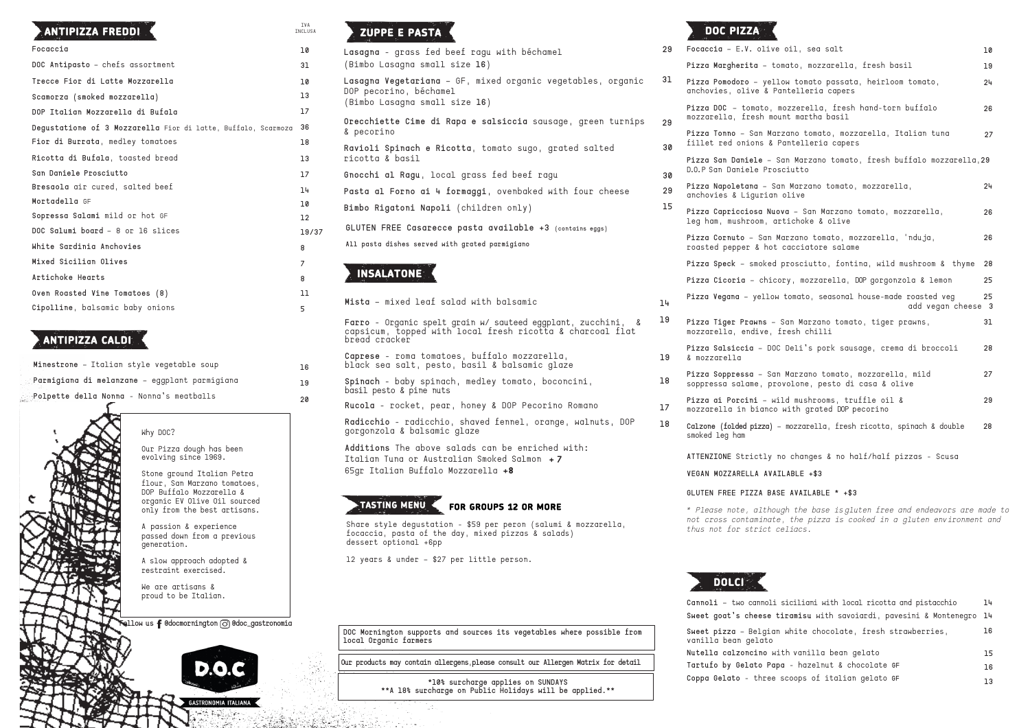## ANTIPIZZA FREDDI

IVA INCLUSA

| | |
|---|---|
| Focaccia | 10 |
| **DOC Antipasto** – chefs assortment | 31 |
| **Trecce Fior di Latte Mozzarella** | 10 |
| **Scamorza** (smoked mozzarella) | 13 |
| **DOP Italian Mozzarella di Bufala** | 17 |
| **Degustatione of 3 Mozzarella** Fior di latte, Buffalo, Scarmoza | 36 |
| **Fior di Burrata**, medley tomatoes | 18 |
| **Ricotta di Bufala**, toasted bread | 13 |
| **San Daniele Prosciutto** | 17 |
| **Bresaola** air cured, salted beef | 14 |
| **Mortadella** GF | 10 |
| **Sopressa Salami** mild or hot GF | 12 |
| **DOC Salumi board** – 8 or 16 slices | 19/37 |
| **White Sardinia Anchovies** | 8 |
| **Mixed Sicilian Olives** | 7 |
| **Artichoke Hearts** | 8 |
| **Oven Roasted Vine Tomatoes (8)** | 11 |
| **Cipolline**, balsamic baby onions | 5 |

## ANTIPIZZA CALDI

| | |
|---|---|
| **Minestrone** – Italian style vegetable soup | 16 |
| **Parmigiana di melanzane** – eggplant parmigiana | 19 |
| **Polpette della Nonna** – Nonna's meatballs | 20 |

Why DOC?

Our Pizza dough has been evolving since 1969.

Stone ground Italian Petra flour, San Marzano tomatoes, DOP Buffalo Mozzarella & organic EV Olive Oil sourced only from the best artisans.

A passion & experience passed down from a previous generation.

A slow approach adopted & restraint exercised.

We are artisans & proud to be Italian.

Follow us @docmornington @doc_gastronomia

D.O.C GASTRONOMIA ITALIANA

## ZUPPE E PASTA

| | |
|---|---|
| **Lasagna** - grass fed beef ragu with béchamel (Bimbo Lasagna small size **16**) | 29 |
| **Lasagna Vegetariana** – GF, mixed organic vegetables, organic DOP pecorino, béchamel (Bimbo Lasagna small size **16**) | 31 |
| **Orecchiette Cime di Rapa e salsiccia** sausage, green turnips & pecorino | 29 |
| **Ravioli Spinach e Ricotta**, tomato sugo, grated salted ricotta & basil | 30 |
| **Gnocchi al Ragu**, local grass fed beef ragu | 30 |
| **Pasta al Forno ai 4 formaggi**, ovenbaked with four cheese | 29 |
| **Bimbo Rigatoni Napoli** (children only) | 15 |

GLUTEN FREE **Casarecce pasta available +3** (contains eggs)

All pasta dishes served with grated parmigiano

## INSALATONE

| | |
|---|---|
| **Mista** – mixed leaf salad with balsamic | 14 |
| **Farro** - Organic spelt grain w/ sauteed eggplant, zucchini, & capsicum, topped with local fresh ricotta & charcoal flat bread cracker | 19 |
| **Caprese** - roma tomatoes, buffalo mozzarella, black sea salt, pesto, basil & balsamic glaze | 19 |
| **Spinach** - baby spinach, medley tomato, boconcini, basil pesto & pine nuts | 18 |
| **Rucola** - rocket, pear, honey & DOP Pecorino Romano | 17 |
| **Radicchio** - radicchio, shaved fennel, orange, walnuts, DOP gorgonzola & balsamic glaze | 18 |

**Additions** The above salads can be enriched with:
Italian Tuna or Australian Smoked Salmon **+ 7**
65gr Italian Buffalo Mozzarella **+8**

## TASTING MENU — FOR GROUPS 12 OR MORE

Share style degustation - $59 per peron (salumi & mozzarella, focaccia, pasta of the day, mixed pizzas & salads) dessert optional +6pp

12 years & under – $27 per little person.

DOC Mornington supports and sources its vegetables where possible from local Organic farmers

Our products may contain allergens,please consult our Allergen Matrix for detail

*10% surcharge applies on SUNDAYS
**A 18% surcharge on Public Holidays will be applied.**

## DOC PIZZA

| | |
|---|---|
| **Focaccia** – E.V. olive oil, sea salt | 10 |
| **Pizza Margherita** – tomato, mozzarella, fresh basil | 19 |
| **Pizza Pomodoro** – yellow tomato passata, heirloom tomato, anchovies, olive & Pantelleria capers | 24 |
| **Pizza DOC** – tomato, mozzerella, fresh hand-torn buffalo mozzarella, fresh mount martha basil | 26 |
| **Pizza Tonno** – San Marzano tomato, mozzarella, Italian tuna fillet red onions & Pantelleria capers | 27 |
| **Pizza San Daniele** – San Marzano tomato, fresh buffalo mozzarella, D.O.P San Daniele Prosciutto | 29 |
| **Pizza Napoletana** – San Marzano tomato, mozzarella, anchovies & Ligurian olive | 24 |
| **Pizza Capricciosa Nuova** – San Marzano tomato, mozzarella, leg ham, mushroom, artichoke & olive | 26 |
| **Pizza Cornuto** – San Marzano tomato, mozzarella, 'nduja, roasted pepper & hot cacciatore salame | 26 |
| **Pizza Speck** – smoked prosciutto, fontina, wild mushroom & thyme | 28 |
| **Pizza Cicoria** – chicory, mozzarella, DOP gorgonzola & lemon | 25 |
| **Pizza Vegana** – yellow tomato, seasonal house-made roasted veg (add vegan cheese 3) | 25 |
| **Pizza Tiger Prawns** – San Marzano tomato, tiger prawns, mozzarella, endive, fresh chilli | 31 |
| **Pizza Salsiccia** – DOC Deli's pork sausage, crema di broccoli & mozzarella | 28 |
| **Pizza Soppressa** – San Marzano tomato, mozzarella, mild soppressa salame, provolone, pesto di casa & olive | 27 |
| **Pizza ai Porcini** – wild mushrooms, truffle oil & mozzarella in bianco with grated DOP pecorino | 29 |
| **Calzone (folded pizza)** – mozzarella, fresh ricotta, spinach & double smoked leg ham | 28 |

ATTENZIONE Strictly no changes & no half/half pizzas - Scusa

VEGAN MOZZARELLA AVAILABLE +$3

GLUTEN FREE PIZZA BASE AVAILABLE * +$3

*\* Please note, although the base isgluten free and endeavors are made to not cross contaminate, the pizza is cooked in a gluten environment and thus not for strict celiacs.*

## DOLCI

| | |
|---|---|
| **Cannoli** – two cannoli siciliani with local ricotta and pistacchio | 14 |
| **Sweet goat's cheese tiramisu** with savoiardi, pavesini & Montenegro | 14 |
| **Sweet pizza** – Belgian white chocolate, fresh strawberries, vanilla bean gelato | 16 |
| **Nutella calzoncino** with vanilla bean gelato | 15 |
| **Tartufo by Gelato Papa** - hazelnut & chocolate GF | 16 |
| **Coppa Gelato** - three scoops of italian gelato GF | 13 |